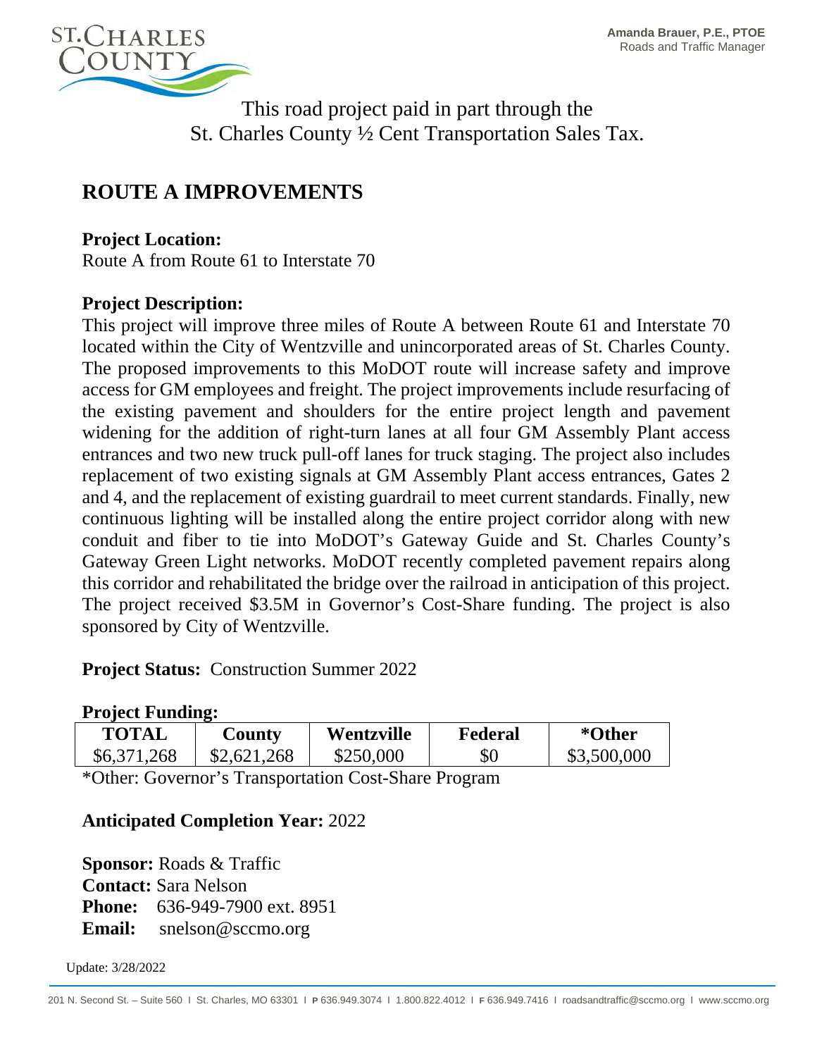ST. CHARLES COUNTY

**Amanda Brauer, P.E., PTOE**
Roads and Traffic Manager

This road project paid in part through the
St. Charles County ½ Cent Transportation Sales Tax.

# ROUTE A IMPROVEMENTS

**Project Location:**
Route A from Route 61 to Interstate 70

**Project Description:**
This project will improve three miles of Route A between Route 61 and Interstate 70 located within the City of Wentzville and unincorporated areas of St. Charles County. The proposed improvements to this MoDOT route will increase safety and improve access for GM employees and freight. The project improvements include resurfacing of the existing pavement and shoulders for the entire project length and pavement widening for the addition of right-turn lanes at all four GM Assembly Plant access entrances and two new truck pull-off lanes for truck staging. The project also includes replacement of two existing signals at GM Assembly Plant access entrances, Gates 2 and 4, and the replacement of existing guardrail to meet current standards. Finally, new continuous lighting will be installed along the entire project corridor along with new conduit and fiber to tie into MoDOT's Gateway Guide and St. Charles County's Gateway Green Light networks. MoDOT recently completed pavement repairs along this corridor and rehabilitated the bridge over the railroad in anticipation of this project. The project received $3.5M in Governor's Cost-Share funding. The project is also sponsored by City of Wentzville.

**Project Status:** Construction Summer 2022

**Project Funding:**

| TOTAL | County | Wentzville | Federal | *Other |
|---|---|---|---|---|
| $6,371,268 | $2,621,268 | $250,000 | $0 | $3,500,000 |

*Other: Governor's Transportation Cost-Share Program

**Anticipated Completion Year:** 2022

**Sponsor:** Roads & Traffic
**Contact:** Sara Nelson
**Phone:** 636-949-7900 ext. 8951
**Email:** snelson@sccmo.org

Update: 3/28/2022

201 N. Second St. – Suite 560 I St. Charles, MO 63301 I P 636.949.3074 I 1.800.822.4012 I F 636.949.7416 I roadsandtraffic@sccmo.org I www.sccmo.org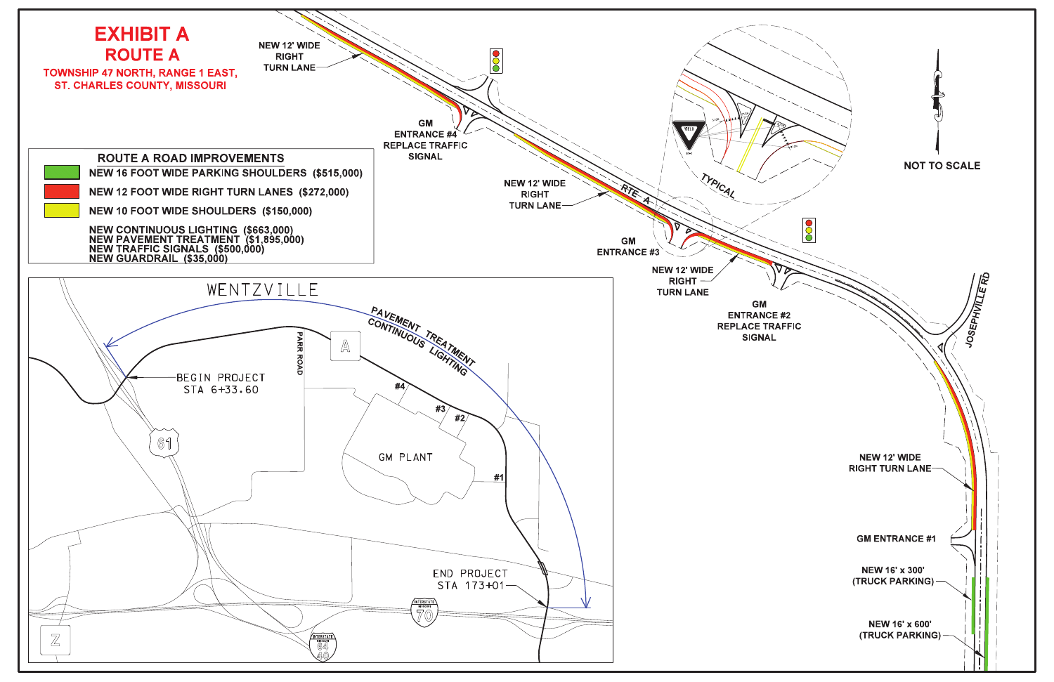# EXHIBIT A

## ROUTE A

TOWNSHIP 47 NORTH, RANGE 1 EAST,
ST. CHARLES COUNTY, MISSOURI

### ROUTE A ROAD IMPROVEMENTS

- NEW 16 FOOT WIDE PARKING SHOULDERS ($515,000)
- NEW 12 FOOT WIDE RIGHT TURN LANES ($272,000)
- NEW 10 FOOT WIDE SHOULDERS ($150,000)

NEW CONTINUOUS LIGHTING ($663,000)
NEW PAVEMENT TREATMENT ($1,895,000)
NEW TRAFFIC SIGNALS ($500,000)
NEW GUARDRAIL ($35,000)

NEW 12' WIDE RIGHT TURN LANE

GM ENTRANCE #4
REPLACE TRAFFIC SIGNAL

NEW 12' WIDE RIGHT TURN LANE

RTE. A

GM ENTRANCE #3

NEW 12' WIDE RIGHT TURN LANE

GM ENTRANCE #2
REPLACE TRAFFIC SIGNAL

TYPICAL

YIELD

NOT TO SCALE

JOSEPHVILLE RD

NEW 12' WIDE RIGHT TURN LANE

GM ENTRANCE #1

NEW 16' x 300' (TRUCK PARKING)

NEW 16' x 600' (TRUCK PARKING)

WENTZVILLE

PAVEMENT TREATMENT
CONTINUOUS LIGHTING

PARR ROAD

A

BEGIN PROJECT
STA 6+33.60

#4

#3

#2

#1

GM PLANT

61

END PROJECT
STA 173+01

INTERSTATE 70

INTERSTATE 64 40

Z